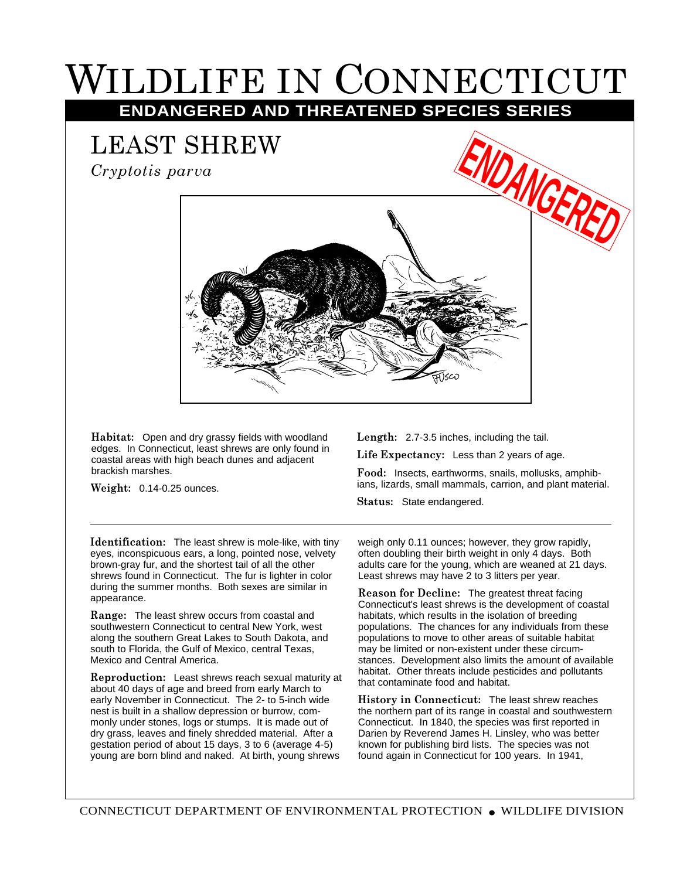# WILDLIFE IN CONNECTICUT

## ENDANGERED AND THREATENED SPECIES SERIES

## LEAST SHREW

*Cryptotis parva*

ENDANGERED

**Habitat:** Open and dry grassy fields with woodland edges. In Connecticut, least shrews are only found in coastal areas with high beach dunes and adjacent brackish marshes.

**Weight:** 0.14-0.25 ounces.

**Length:** 2.7-3.5 inches, including the tail.

**Life Expectancy:** Less than 2 years of age.

**Food:** Insects, earthworms, snails, mollusks, amphibians, lizards, small mammals, carrion, and plant material.

**Status:** State endangered.

---

**Identification:** The least shrew is mole-like, with tiny eyes, inconspicuous ears, a long, pointed nose, velvety brown-gray fur, and the shortest tail of all the other shrews found in Connecticut. The fur is lighter in color during the summer months. Both sexes are similar in appearance.

**Range:** The least shrew occurs from coastal and southwestern Connecticut to central New York, west along the southern Great Lakes to South Dakota, and south to Florida, the Gulf of Mexico, central Texas, Mexico and Central America.

**Reproduction:** Least shrews reach sexual maturity at about 40 days of age and breed from early March to early November in Connecticut. The 2- to 5-inch wide nest is built in a shallow depression or burrow, commonly under stones, logs or stumps. It is made out of dry grass, leaves and finely shredded material. After a gestation period of about 15 days, 3 to 6 (average 4-5) young are born blind and naked. At birth, young shrews weigh only 0.11 ounces; however, they grow rapidly, often doubling their birth weight in only 4 days. Both adults care for the young, which are weaned at 21 days. Least shrews may have 2 to 3 litters per year.

**Reason for Decline:** The greatest threat facing Connecticut's least shrews is the development of coastal habitats, which results in the isolation of breeding populations. The chances for any individuals from these populations to move to other areas of suitable habitat may be limited or non-existent under these circumstances. Development also limits the amount of available habitat. Other threats include pesticides and pollutants that contaminate food and habitat.

**History in Connecticut:** The least shrew reaches the northern part of its range in coastal and southwestern Connecticut. In 1840, the species was first reported in Darien by Reverend James H. Linsley, who was better known for publishing bird lists. The species was not found again in Connecticut for 100 years. In 1941,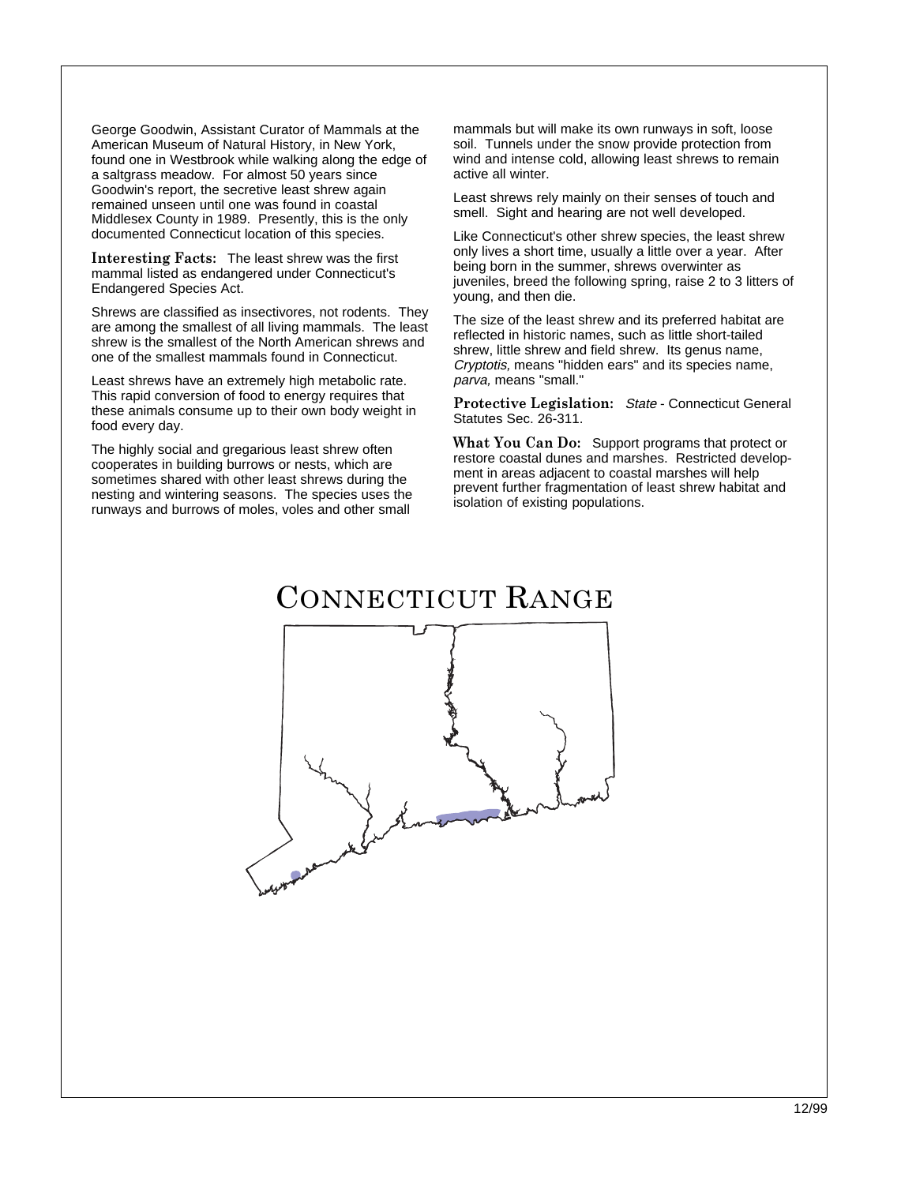George Goodwin, Assistant Curator of Mammals at the American Museum of Natural History, in New York, found one in Westbrook while walking along the edge of a saltgrass meadow. For almost 50 years since Goodwin's report, the secretive least shrew again remained unseen until one was found in coastal Middlesex County in 1989. Presently, this is the only documented Connecticut location of this species.

**Interesting Facts:** The least shrew was the first mammal listed as endangered under Connecticut's Endangered Species Act.

Shrews are classified as insectivores, not rodents. They are among the smallest of all living mammals. The least shrew is the smallest of the North American shrews and one of the smallest mammals found in Connecticut.

Least shrews have an extremely high metabolic rate. This rapid conversion of food to energy requires that these animals consume up to their own body weight in food every day.

The highly social and gregarious least shrew often cooperates in building burrows or nests, which are sometimes shared with other least shrews during the nesting and wintering seasons. The species uses the runways and burrows of moles, voles and other small mammals but will make its own runways in soft, loose soil. Tunnels under the snow provide protection from wind and intense cold, allowing least shrews to remain active all winter.

Least shrews rely mainly on their senses of touch and smell. Sight and hearing are not well developed.

Like Connecticut's other shrew species, the least shrew only lives a short time, usually a little over a year. After being born in the summer, shrews overwinter as juveniles, breed the following spring, raise 2 to 3 litters of young, and then die.

The size of the least shrew and its preferred habitat are reflected in historic names, such as little short-tailed shrew, little shrew and field shrew. Its genus name, *Cryptotis,* means "hidden ears" and its species name, *parva,* means "small."

**Protective Legislation:** *State* - Connecticut General Statutes Sec. 26-311.

**What You Can Do:** Support programs that protect or restore coastal dunes and marshes. Restricted development in areas adjacent to coastal marshes will help prevent further fragmentation of least shrew habitat and isolation of existing populations.

## Connecticut Range

12/99